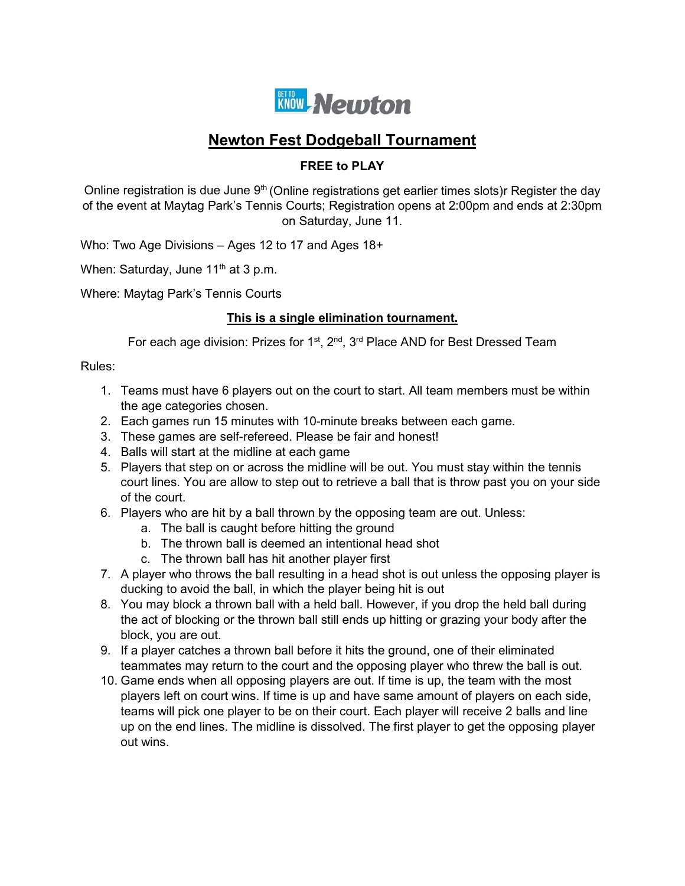GET TO KNOW Newton

# Newton Fest Dodgeball Tournament

**FREE to PLAY**

Online registration is due June 9th (Online registrations get earlier times slots)r Register the day of the event at Maytag Park's Tennis Courts; Registration opens at 2:00pm and ends at 2:30pm on Saturday, June 11.

Who: Two Age Divisions – Ages 12 to 17 and Ages 18+

When: Saturday, June 11th at 3 p.m.

Where: Maytag Park's Tennis Courts

**This is a single elimination tournament.**

For each age division: Prizes for 1st, 2nd, 3rd Place AND for Best Dressed Team

Rules:

1. Teams must have 6 players out on the court to start. All team members must be within the age categories chosen.
2. Each games run 15 minutes with 10-minute breaks between each game.
3. These games are self-refereed. Please be fair and honest!
4. Balls will start at the midline at each game
5. Players that step on or across the midline will be out. You must stay within the tennis court lines. You are allow to step out to retrieve a ball that is throw past you on your side of the court.
6. Players who are hit by a ball thrown by the opposing team are out. Unless:
   a. The ball is caught before hitting the ground
   b. The thrown ball is deemed an intentional head shot
   c. The thrown ball has hit another player first
7. A player who throws the ball resulting in a head shot is out unless the opposing player is ducking to avoid the ball, in which the player being hit is out
8. You may block a thrown ball with a held ball. However, if you drop the held ball during the act of blocking or the thrown ball still ends up hitting or grazing your body after the block, you are out.
9. If a player catches a thrown ball before it hits the ground, one of their eliminated teammates may return to the court and the opposing player who threw the ball is out.
10. Game ends when all opposing players are out. If time is up, the team with the most players left on court wins. If time is up and have same amount of players on each side, teams will pick one player to be on their court. Each player will receive 2 balls and line up on the end lines. The midline is dissolved. The first player to get the opposing player out wins.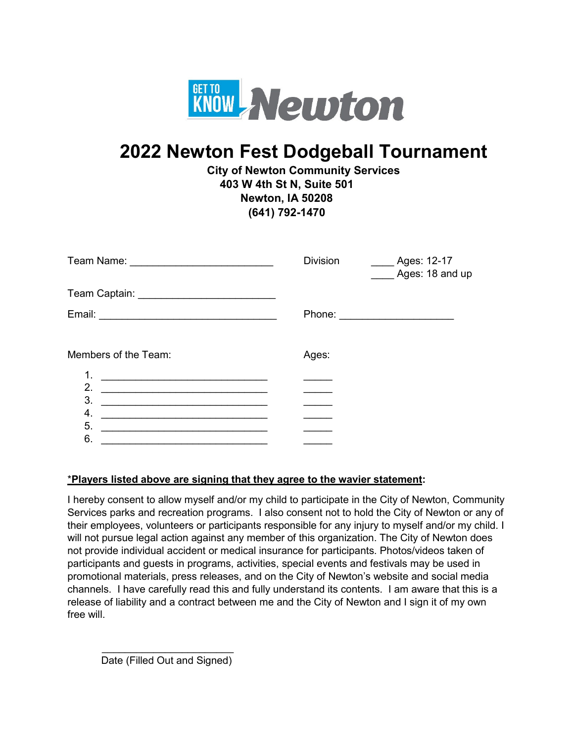GET TO KNOW Newton

# 2022 Newton Fest Dodgeball Tournament

**City of Newton Community Services**
**403 W 4th St N, Suite 501**
**Newton, IA 50208**
**(641) 792-1470**

Team Name: ________________________ Division ____ Ages: 12-17
____ Ages: 18 and up

Team Captain: ________________________

Email: ______________________________ Phone: ____________________

Members of the Team: Ages:

1. ____________________________ _____
2. ____________________________ _____
3. ____________________________ _____
4. ____________________________ _____
5. ____________________________ _____
6. ____________________________ _____

<u>***Players listed above are signing that they agree to the wavier statement**</u>**:**

I hereby consent to allow myself and/or my child to participate in the City of Newton, Community Services parks and recreation programs. I also consent not to hold the City of Newton or any of their employees, volunteers or participants responsible for any injury to myself and/or my child. I will not pursue legal action against any member of this organization. The City of Newton does not provide individual accident or medical insurance for participants. Photos/videos taken of participants and guests in programs, activities, special events and festivals may be used in promotional materials, press releases, and on the City of Newton's website and social media channels. I have carefully read this and fully understand its contents. I am aware that this is a release of liability and a contract between me and the City of Newton and I sign it of my own free will.

______________________
Date (Filled Out and Signed)